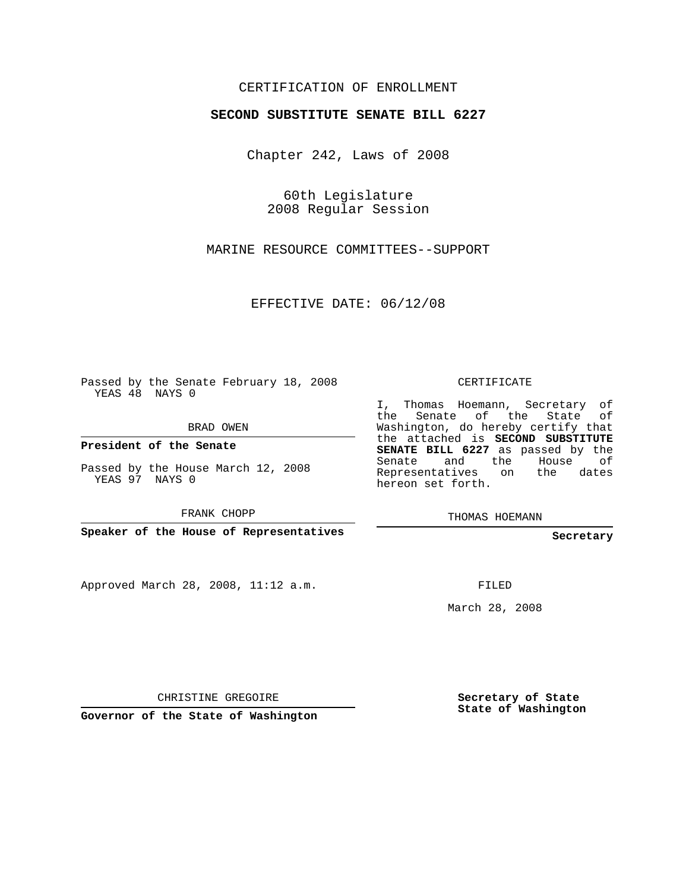CERTIFICATION OF ENROLLMENT

**SECOND SUBSTITUTE SENATE BILL 6227**

Chapter 242, Laws of 2008

60th Legislature
2008 Regular Session

MARINE RESOURCE COMMITTEES--SUPPORT

EFFECTIVE DATE: 06/12/08

Passed by the Senate February 18, 2008
YEAS 48 NAYS 0

BRAD OWEN

**President of the Senate**

Passed by the House March 12, 2008
YEAS 97 NAYS 0

FRANK CHOPP

**Speaker of the House of Representatives**

Approved March 28, 2008, 11:12 a.m.

CHRISTINE GREGOIRE

**Governor of the State of Washington**

CERTIFICATE

I, Thomas Hoemann, Secretary of the Senate of the State of Washington, do hereby certify that the attached is **SECOND SUBSTITUTE SENATE BILL 6227** as passed by the Senate and the House of Representatives on the dates hereon set forth.

THOMAS HOEMANN

**Secretary**

FILED

March 28, 2008

**Secretary of State**
**State of Washington**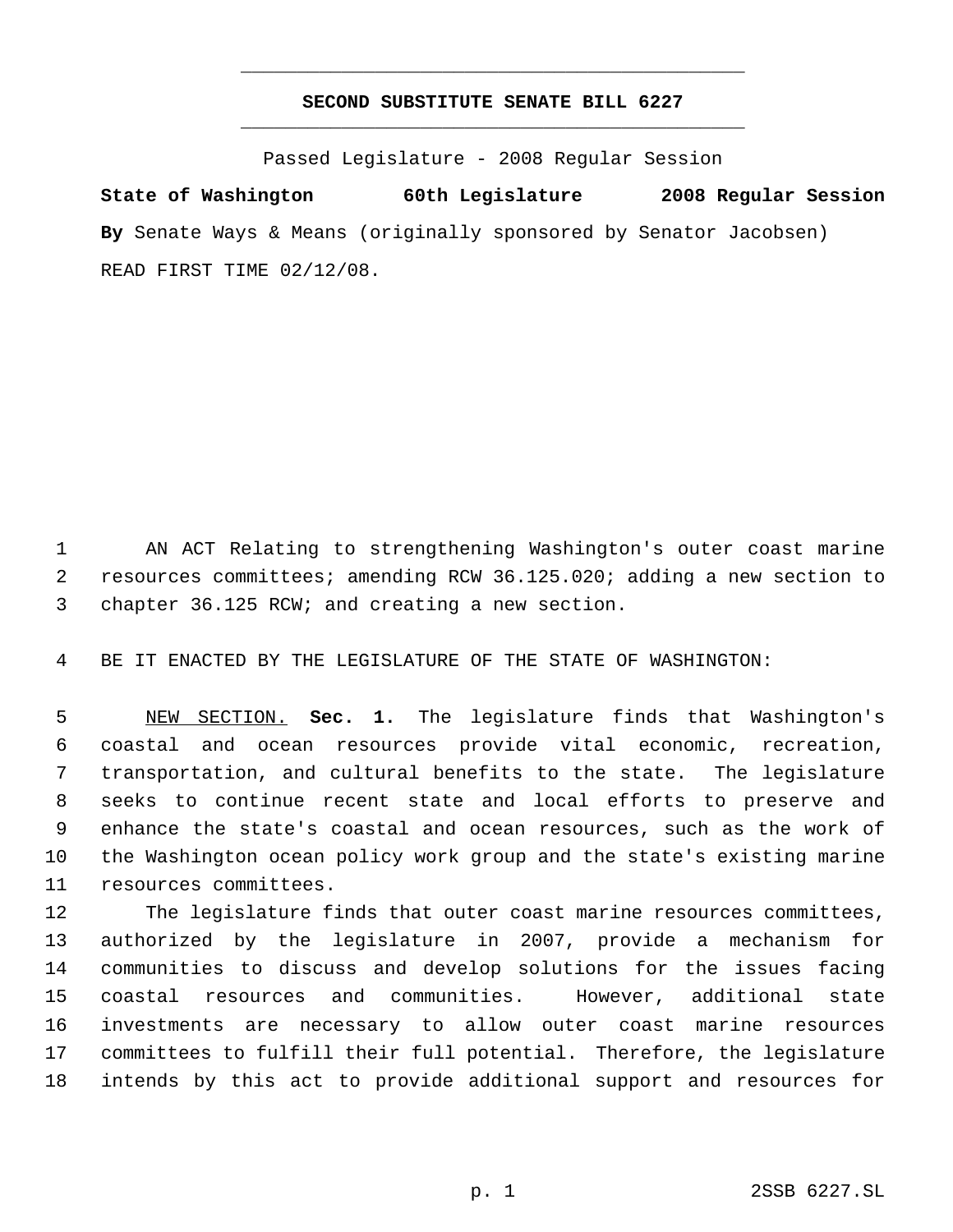# SECOND SUBSTITUTE SENATE BILL 6227

Passed Legislature - 2008 Regular Session

**State of Washington 60th Legislature 2008 Regular Session**

**By** Senate Ways & Means (originally sponsored by Senator Jacobsen)

READ FIRST TIME 02/12/08.

1 AN ACT Relating to strengthening Washington's outer coast marine
2 resources committees; amending RCW 36.125.020; adding a new section to
3 chapter 36.125 RCW; and creating a new section.

4 BE IT ENACTED BY THE LEGISLATURE OF THE STATE OF WASHINGTON:

5 NEW SECTION. **Sec. 1.** The legislature finds that Washington's
6 coastal and ocean resources provide vital economic, recreation,
7 transportation, and cultural benefits to the state. The legislature
8 seeks to continue recent state and local efforts to preserve and
9 enhance the state's coastal and ocean resources, such as the work of
10 the Washington ocean policy work group and the state's existing marine
11 resources committees.

12 The legislature finds that outer coast marine resources committees,
13 authorized by the legislature in 2007, provide a mechanism for
14 communities to discuss and develop solutions for the issues facing
15 coastal resources and communities. However, additional state
16 investments are necessary to allow outer coast marine resources
17 committees to fulfill their full potential. Therefore, the legislature
18 intends by this act to provide additional support and resources for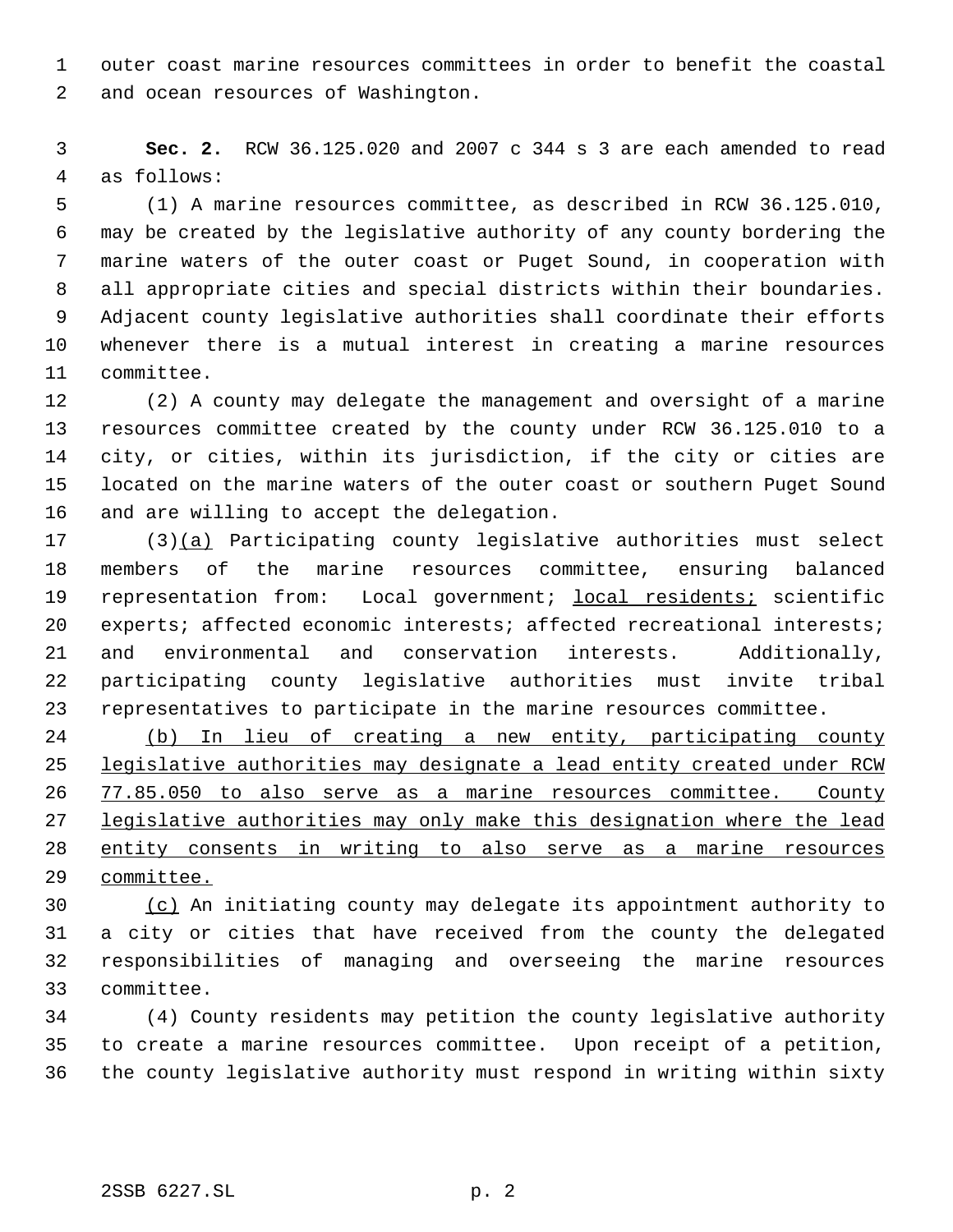outer coast marine resources committees in order to benefit the coastal and ocean resources of Washington.

**Sec. 2.** RCW 36.125.020 and 2007 c 344 s 3 are each amended to read as follows:

(1) A marine resources committee, as described in RCW 36.125.010, may be created by the legislative authority of any county bordering the marine waters of the outer coast or Puget Sound, in cooperation with all appropriate cities and special districts within their boundaries. Adjacent county legislative authorities shall coordinate their efforts whenever there is a mutual interest in creating a marine resources committee.

(2) A county may delegate the management and oversight of a marine resources committee created by the county under RCW 36.125.010 to a city, or cities, within its jurisdiction, if the city or cities are located on the marine waters of the outer coast or southern Puget Sound and are willing to accept the delegation.

(3)<u>(a)</u> Participating county legislative authorities must select members of the marine resources committee, ensuring balanced representation from: Local government; <u>local residents;</u> scientific experts; affected economic interests; affected recreational interests; and environmental and conservation interests. Additionally, participating county legislative authorities must invite tribal representatives to participate in the marine resources committee.

<u>(b) In lieu of creating a new entity, participating county legislative authorities may designate a lead entity created under RCW 77.85.050 to also serve as a marine resources committee. County legislative authorities may only make this designation where the lead entity consents in writing to also serve as a marine resources committee.</u>

<u>(c)</u> An initiating county may delegate its appointment authority to a city or cities that have received from the county the delegated responsibilities of managing and overseeing the marine resources committee.

(4) County residents may petition the county legislative authority to create a marine resources committee. Upon receipt of a petition, the county legislative authority must respond in writing within sixty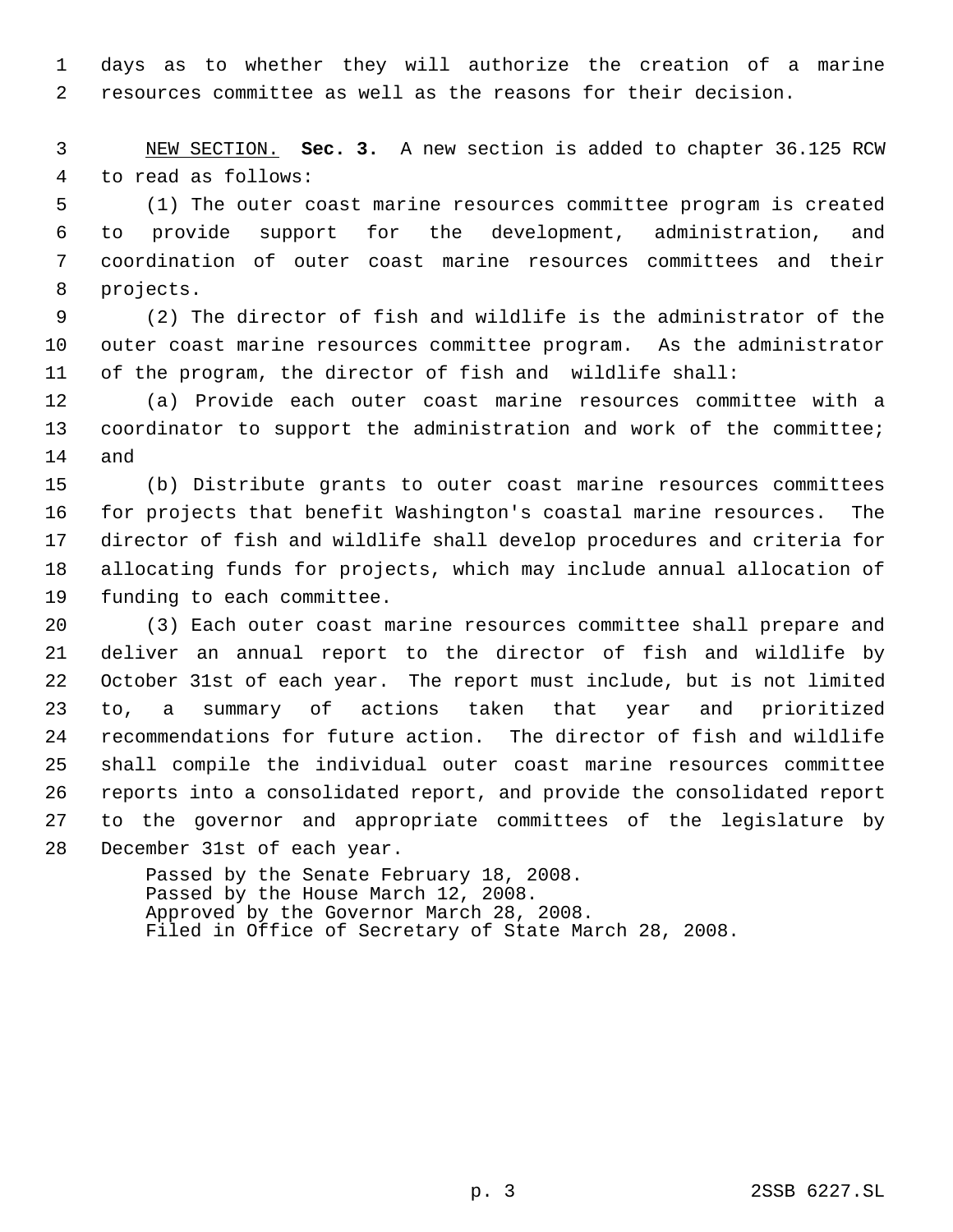days as to whether they will authorize the creation of a marine resources committee as well as the reasons for their decision.

NEW SECTION. **Sec. 3.** A new section is added to chapter 36.125 RCW to read as follows:

(1) The outer coast marine resources committee program is created to provide support for the development, administration, and coordination of outer coast marine resources committees and their projects.

(2) The director of fish and wildlife is the administrator of the outer coast marine resources committee program. As the administrator of the program, the director of fish and wildlife shall:

(a) Provide each outer coast marine resources committee with a coordinator to support the administration and work of the committee; and

(b) Distribute grants to outer coast marine resources committees for projects that benefit Washington's coastal marine resources. The director of fish and wildlife shall develop procedures and criteria for allocating funds for projects, which may include annual allocation of funding to each committee.

(3) Each outer coast marine resources committee shall prepare and deliver an annual report to the director of fish and wildlife by October 31st of each year. The report must include, but is not limited to, a summary of actions taken that year and prioritized recommendations for future action. The director of fish and wildlife shall compile the individual outer coast marine resources committee reports into a consolidated report, and provide the consolidated report to the governor and appropriate committees of the legislature by December 31st of each year.

Passed by the Senate February 18, 2008.
Passed by the House March 12, 2008.
Approved by the Governor March 28, 2008.
Filed in Office of Secretary of State March 28, 2008.